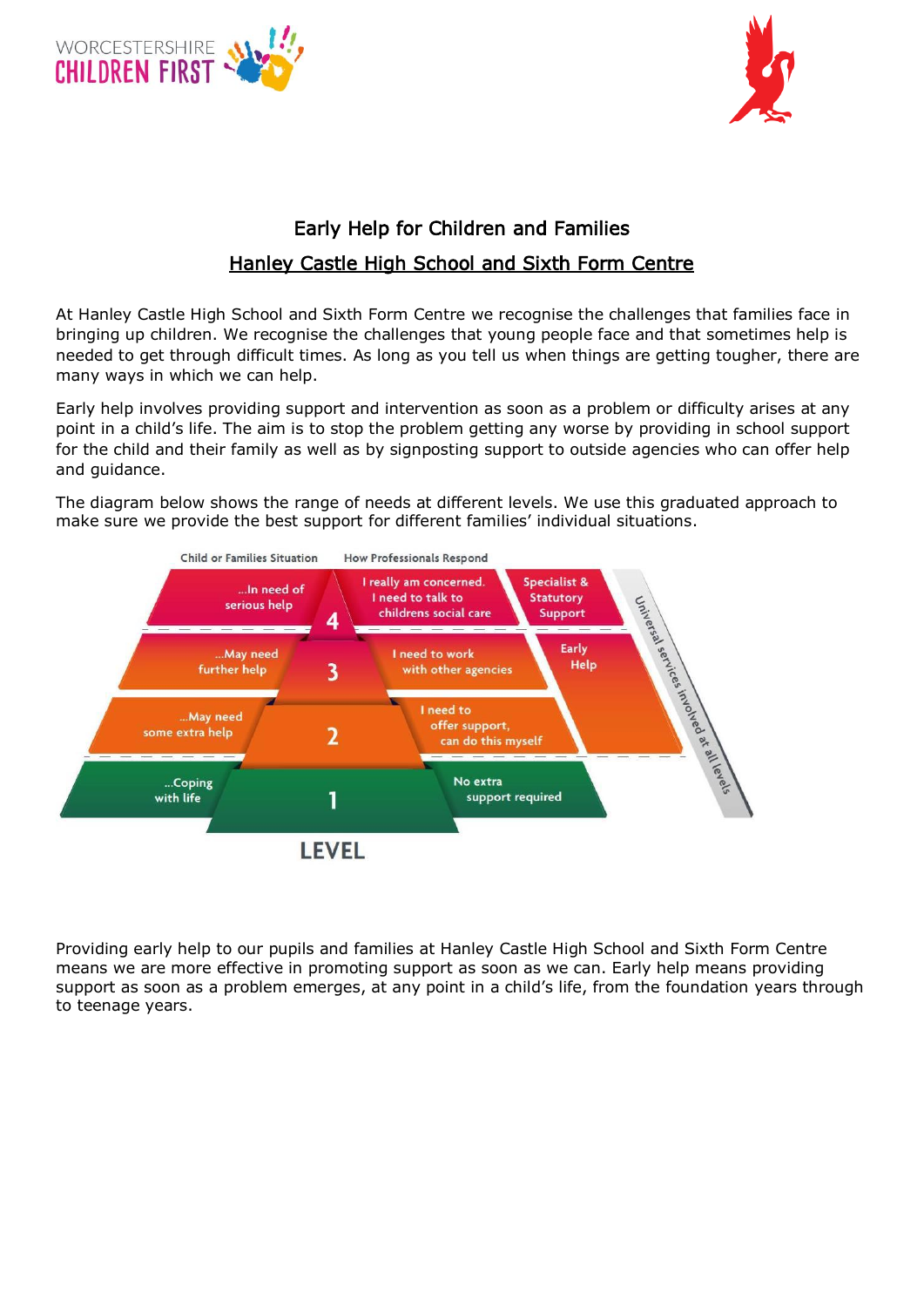WORCESTERSHIRE CHILDREN FIRST

# Early Help for Children and Families

## Hanley Castle High School and Sixth Form Centre

At Hanley Castle High School and Sixth Form Centre we recognise the challenges that families face in bringing up children. We recognise the challenges that young people face and that sometimes help is needed to get through difficult times. As long as you tell us when things are getting tougher, there are many ways in which we can help.

Early help involves providing support and intervention as soon as a problem or difficulty arises at any point in a child's life. The aim is to stop the problem getting any worse by providing in school support for the child and their family as well as by signposting support to outside agencies who can offer help and guidance.

The diagram below shows the range of needs at different levels. We use this graduated approach to make sure we provide the best support for different families' individual situations.

| Child or Families Situation | Level | How Professionals Respond | |
|---|---|---|---|
| ...In need of serious help | 4 | I really am concerned. I need to talk to childrens social care | Specialist & Statutory Support |
| ...May need further help | 3 | I need to work with other agencies | Early Help |
| ...May need some extra help | 2 | I need to offer support, can do this myself | |
| ...Coping with life | 1 | No extra support required | |

Universal services involved at all levels

Providing early help to our pupils and families at Hanley Castle High School and Sixth Form Centre means we are more effective in promoting support as soon as we can. Early help means providing support as soon as a problem emerges, at any point in a child's life, from the foundation years through to teenage years.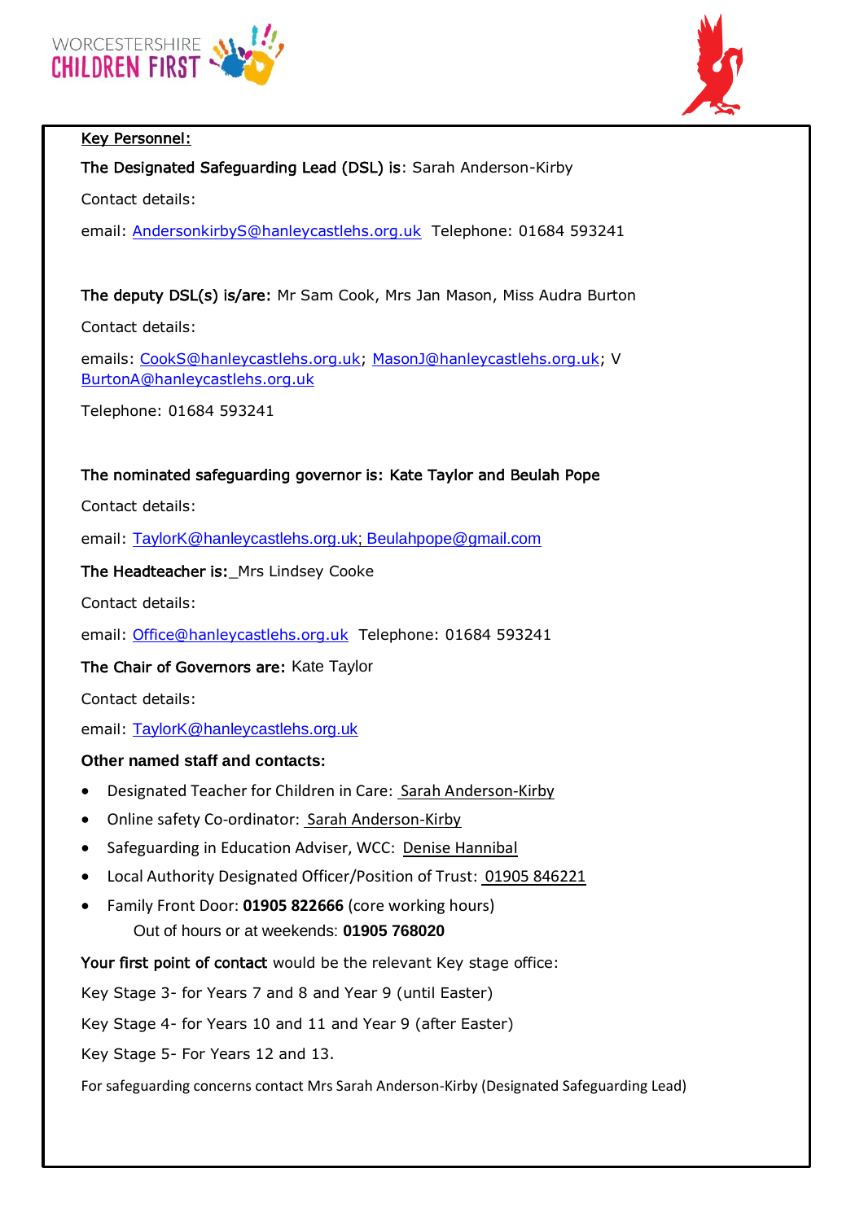**Key Personnel:**

**The Designated Safeguarding Lead (DSL) is**: Sarah Anderson-Kirby

Contact details:

email: AndersonkirbyS@hanleycastlehs.org.uk Telephone: 01684 593241

**The deputy DSL(s) is/are:** Mr Sam Cook, Mrs Jan Mason, Miss Audra Burton

Contact details:

emails: CookS@hanleycastlehs.org.uk; MasonJ@hanleycastlehs.org.uk; V BurtonA@hanleycastlehs.org.uk

Telephone: 01684 593241

**The nominated safeguarding governor is: Kate Taylor and Beulah Pope**

Contact details:

email: TaylorK@hanleycastlehs.org.uk; Beulahpope@gmail.com

**The Headteacher is:**_Mrs Lindsey Cooke

Contact details:

email: Office@hanleycastlehs.org.uk Telephone: 01684 593241

**The Chair of Governors are:** Kate Taylor

Contact details:

email: TaylorK@hanleycastlehs.org.uk

**Other named staff and contacts:**

- Designated Teacher for Children in Care: Sarah Anderson-Kirby
- Online safety Co-ordinator: Sarah Anderson-Kirby
- Safeguarding in Education Adviser, WCC: Denise Hannibal
- Local Authority Designated Officer/Position of Trust: 01905 846221
- Family Front Door: **01905 822666** (core working hours)
  Out of hours or at weekends: **01905 768020**

**Your first point of contact** would be the relevant Key stage office:

Key Stage 3- for Years 7 and 8 and Year 9 (until Easter)

Key Stage 4- for Years 10 and 11 and Year 9 (after Easter)

Key Stage 5- For Years 12 and 13.

For safeguarding concerns contact Mrs Sarah Anderson-Kirby (Designated Safeguarding Lead)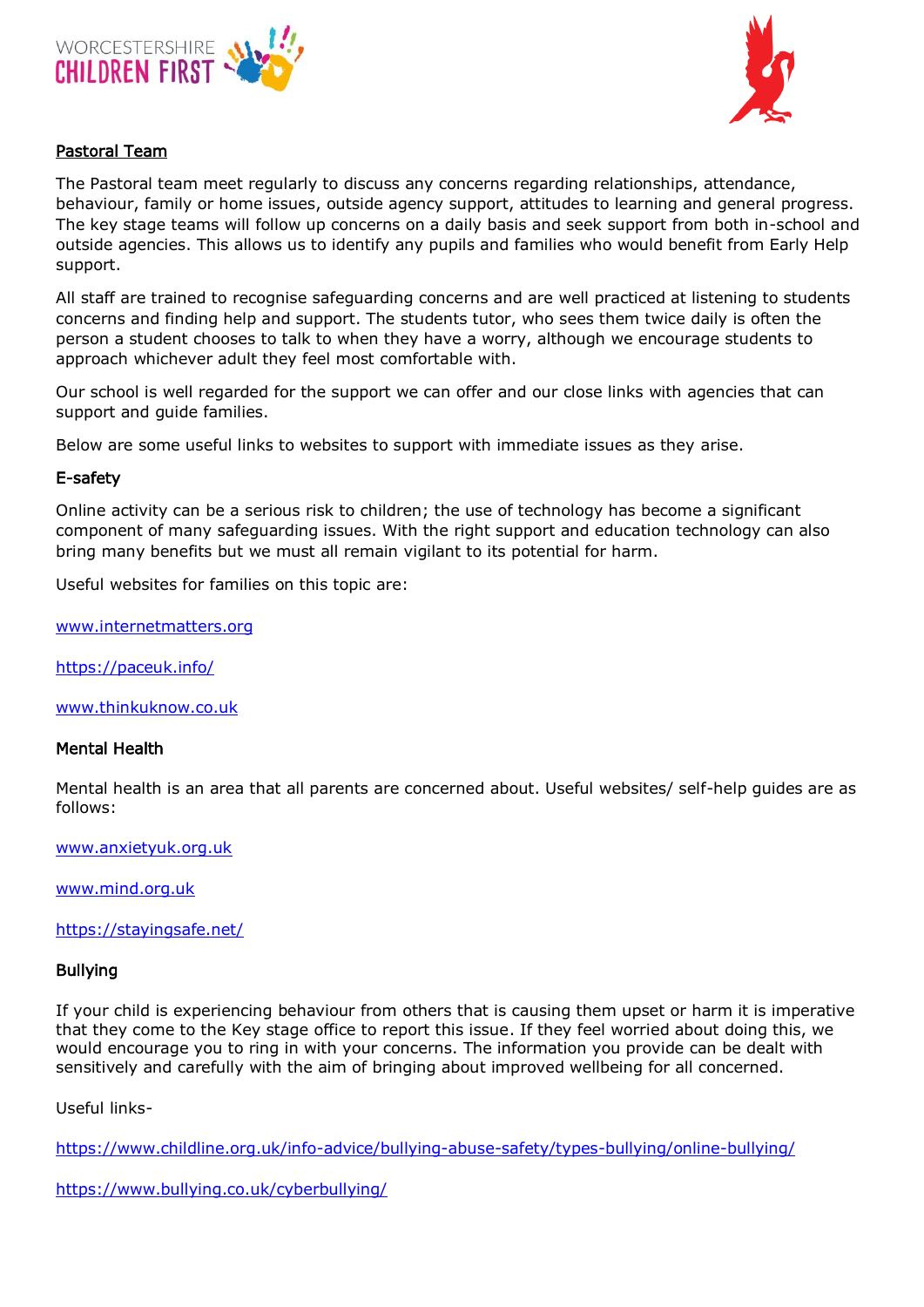## Pastoral Team

The Pastoral team meet regularly to discuss any concerns regarding relationships, attendance, behaviour, family or home issues, outside agency support, attitudes to learning and general progress. The key stage teams will follow up concerns on a daily basis and seek support from both in-school and outside agencies. This allows us to identify any pupils and families who would benefit from Early Help support.

All staff are trained to recognise safeguarding concerns and are well practiced at listening to students concerns and finding help and support. The students tutor, who sees them twice daily is often the person a student chooses to talk to when they have a worry, although we encourage students to approach whichever adult they feel most comfortable with.

Our school is well regarded for the support we can offer and our close links with agencies that can support and guide families.

Below are some useful links to websites to support with immediate issues as they arise.

### E-safety

Online activity can be a serious risk to children; the use of technology has become a significant component of many safeguarding issues. With the right support and education technology can also bring many benefits but we must all remain vigilant to its potential for harm.

Useful websites for families on this topic are:

www.internetmatters.org

https://paceuk.info/

www.thinkuknow.co.uk

### Mental Health

Mental health is an area that all parents are concerned about. Useful websites/ self-help guides are as follows:

www.anxietyuk.org.uk

www.mind.org.uk

https://stayingsafe.net/

### Bullying

If your child is experiencing behaviour from others that is causing them upset or harm it is imperative that they come to the Key stage office to report this issue. If they feel worried about doing this, we would encourage you to ring in with your concerns. The information you provide can be dealt with sensitively and carefully with the aim of bringing about improved wellbeing for all concerned.

Useful links-

https://www.childline.org.uk/info-advice/bullying-abuse-safety/types-bullying/online-bullying/

https://www.bullying.co.uk/cyberbullying/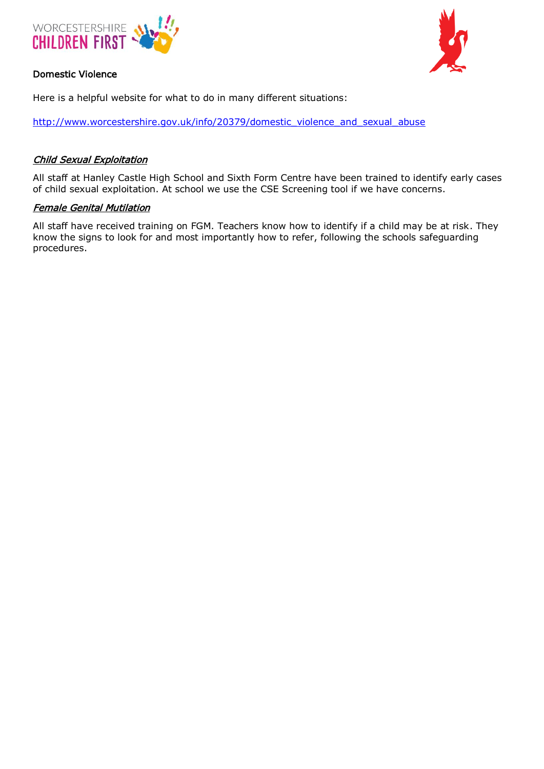Domestic Violence

Here is a helpful website for what to do in many different situations:

[http://www.worcestershire.gov.uk/info/20379/domestic_violence_and_sexual_abuse](http://www.worcestershire.gov.uk/info/20379/domestic_violence_and_sexual_abuse)

***Child Sexual Exploitation***

All staff at Hanley Castle High School and Sixth Form Centre have been trained to identify early cases of child sexual exploitation. At school we use the CSE Screening tool if we have concerns.

***Female Genital Mutilation***

All staff have received training on FGM. Teachers know how to identify if a child may be at risk. They know the signs to look for and most importantly how to refer, following the schools safeguarding procedures.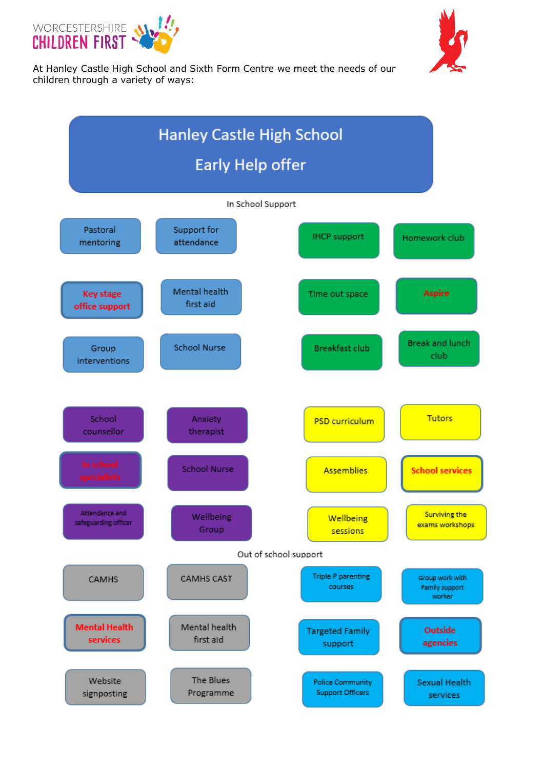WORCESTERSHIRE CHILDREN FIRST

At Hanley Castle High School and Sixth Form Centre we meet the needs of our children through a variety of ways:

# Hanley Castle High School

# Early Help offer

## In School Support

**Key stage office support**
- Pastoral mentoring
- Support for attendance
- Mental health first aid
- Group interventions
- School Nurse

**Aspire**
- IHCP support
- Homework club
- Time out space
- Breakfast club
- Break and lunch club

**In school specialists**
- School counsellor
- Anxiety therapist
- School Nurse
- Attendance and safeguarding officer
- Wellbeing Group

**School services**
- PSD curriculum
- Tutors
- Assemblies
- Wellbeing sessions
- Surviving the exams workshops

## Out of school support

**Mental Health services**
- CAMHS
- CAMHS CAST
- Mental health first aid
- Website signposting
- The Blues Programme

**Outside agencies**
- Triple P parenting courses
- Group work with Family support worker
- Targeted Family support
- Police Community Support Officers
- Sexual Health services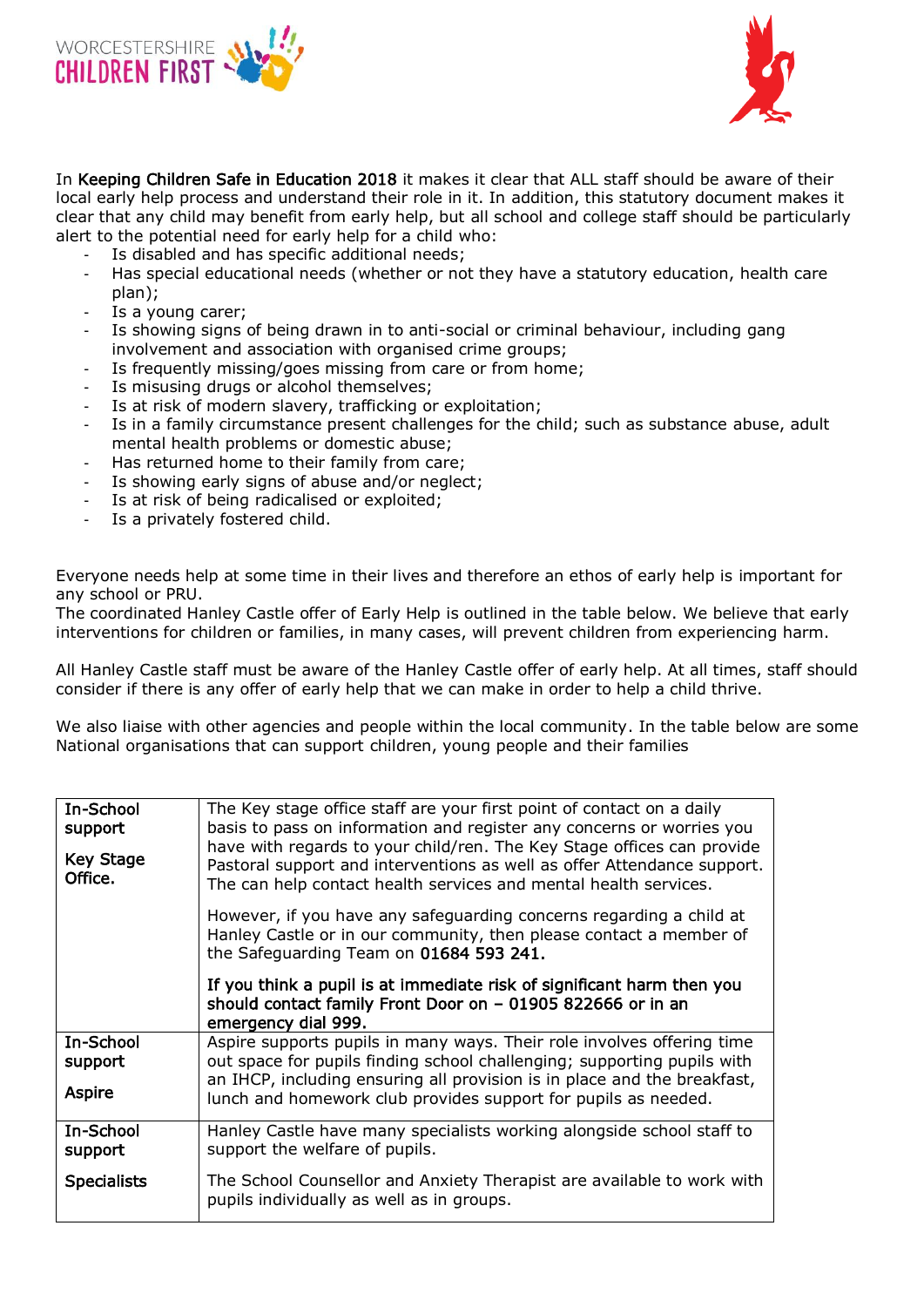In **Keeping Children Safe in Education 2018** it makes it clear that ALL staff should be aware of their local early help process and understand their role in it. In addition, this statutory document makes it clear that any child may benefit from early help, but all school and college staff should be particularly alert to the potential need for early help for a child who:

- Is disabled and has specific additional needs;
- Has special educational needs (whether or not they have a statutory education, health care plan);
- Is a young carer;
- Is showing signs of being drawn in to anti-social or criminal behaviour, including gang involvement and association with organised crime groups;
- Is frequently missing/goes missing from care or from home;
- Is misusing drugs or alcohol themselves;
- Is at risk of modern slavery, trafficking or exploitation;
- Is in a family circumstance present challenges for the child; such as substance abuse, adult mental health problems or domestic abuse;
- Has returned home to their family from care;
- Is showing early signs of abuse and/or neglect;
- Is at risk of being radicalised or exploited;
- Is a privately fostered child.

Everyone needs help at some time in their lives and therefore an ethos of early help is important for any school or PRU.

The coordinated Hanley Castle offer of Early Help is outlined in the table below. We believe that early interventions for children or families, in many cases, will prevent children from experiencing harm.

All Hanley Castle staff must be aware of the Hanley Castle offer of early help. At all times, staff should consider if there is any offer of early help that we can make in order to help a child thrive.

We also liaise with other agencies and people within the local community. In the table below are some National organisations that can support children, young people and their families

| | |
|---|---|
| **In-School support**<br><br>**Key Stage Office.** | The Key stage office staff are your first point of contact on a daily basis to pass on information and register any concerns or worries you have with regards to your child/ren. The Key Stage offices can provide Pastoral support and interventions as well as offer Attendance support. The can help contact health services and mental health services.<br><br>However, if you have any safeguarding concerns regarding a child at Hanley Castle or in our community, then please contact a member of the Safeguarding Team on **01684 593 241.**<br><br>**If you think a pupil is at immediate risk of significant harm then you should contact family Front Door on – 01905 822666 or in an emergency dial 999.** |
| **In-School support**<br><br>**Aspire** | Aspire supports pupils in many ways. Their role involves offering time out space for pupils finding school challenging; supporting pupils with an IHCP, including ensuring all provision is in place and the breakfast, lunch and homework club provides support for pupils as needed. |
| **In-School support**<br><br>**Specialists** | Hanley Castle have many specialists working alongside school staff to support the welfare of pupils.<br><br>The School Counsellor and Anxiety Therapist are available to work with pupils individually as well as in groups. |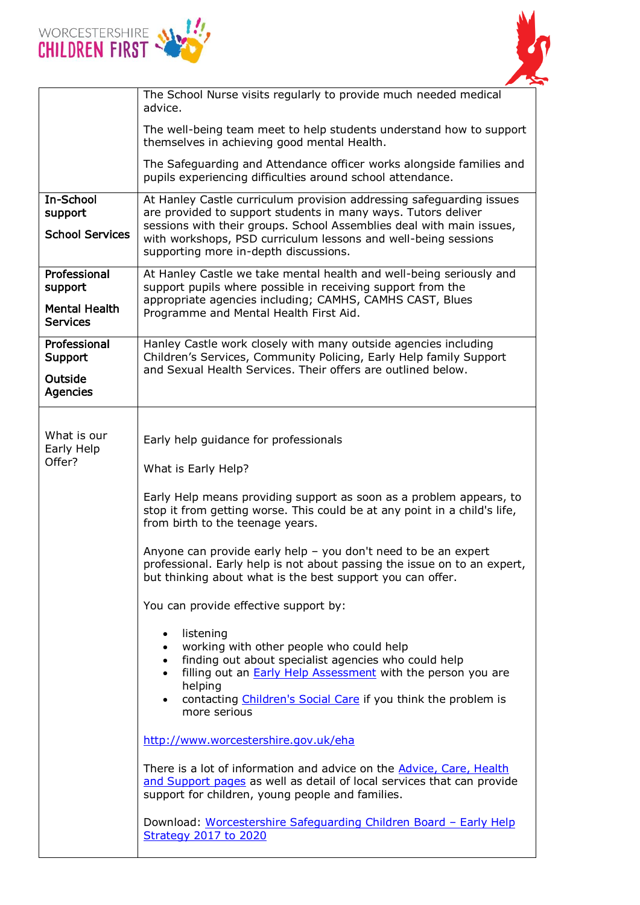| | |
|---|---|
| | The School Nurse visits regularly to provide much needed medical advice.<br><br>The well-being team meet to help students understand how to support themselves in achieving good mental Health.<br><br>The Safeguarding and Attendance officer works alongside families and pupils experiencing difficulties around school attendance. |
| **In-School support**<br><br>**School Services** | At Hanley Castle curriculum provision addressing safeguarding issues are provided to support students in many ways. Tutors deliver sessions with their groups. School Assemblies deal with main issues, with workshops, PSD curriculum lessons and well-being sessions supporting more in-depth discussions. |
| **Professional support**<br><br>**Mental Health Services** | At Hanley Castle we take mental health and well-being seriously and support pupils where possible in receiving support from the appropriate agencies including; CAMHS, CAMHS CAST, Blues Programme and Mental Health First Aid. |
| **Professional Support**<br><br>**Outside Agencies** | Hanley Castle work closely with many outside agencies including Children's Services, Community Policing, Early Help family Support and Sexual Health Services. Their offers are outlined below. |
| What is our Early Help Offer? | Early help guidance for professionals<br><br>What is Early Help?<br><br>Early Help means providing support as soon as a problem appears, to stop it from getting worse. This could be at any point in a child's life, from birth to the teenage years.<br><br>Anyone can provide early help – you don't need to be an expert professional. Early help is not about passing the issue on to an expert, but thinking about what is the best support you can offer.<br><br>You can provide effective support by:<br><br>• listening<br>• working with other people who could help<br>• finding out about specialist agencies who could help<br>• filling out an Early Help Assessment with the person you are helping<br>• contacting Children's Social Care if you think the problem is more serious<br><br>http://www.worcestershire.gov.uk/eha<br><br>There is a lot of information and advice on the Advice, Care, Health and Support pages as well as detail of local services that can provide support for children, young people and families.<br><br>Download: Worcestershire Safeguarding Children Board – Early Help Strategy 2017 to 2020 |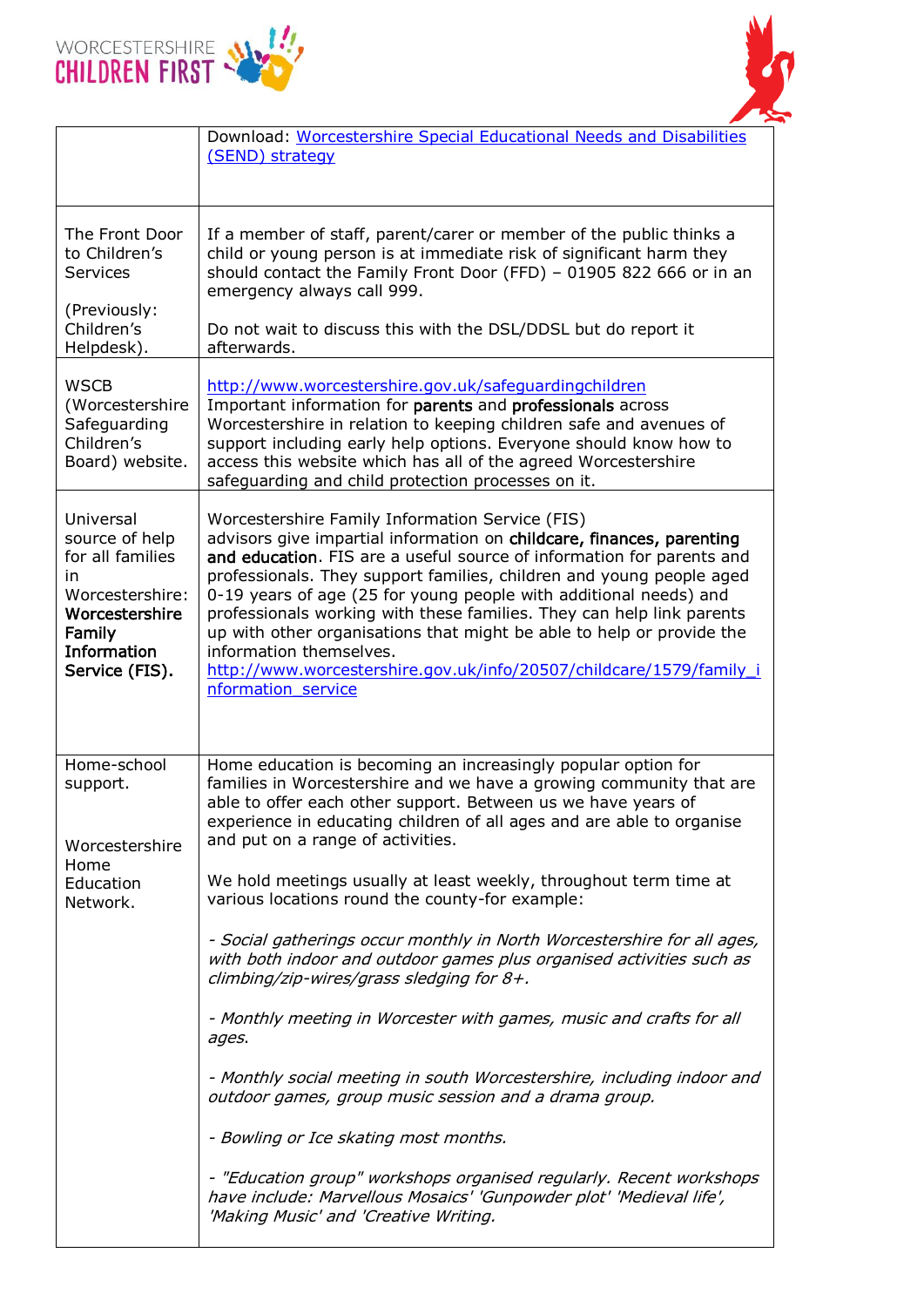| | |
|---|---|
| | Download: [Worcestershire Special Educational Needs and Disabilities (SEND) strategy]() |
| The Front Door to Children's Services<br><br>(Previously: Children's Helpdesk). | If a member of staff, parent/carer or member of the public thinks a child or young person is at immediate risk of significant harm they should contact the Family Front Door (FFD) – 01905 822 666 or in an emergency always call 999.<br><br>Do not wait to discuss this with the DSL/DDSL but do report it afterwards. |
| WSCB (Worcestershire Safeguarding Children's Board) website. | http://www.worcestershire.gov.uk/safeguardingchildren<br>Important information for **parents** and **professionals** across Worcestershire in relation to keeping children safe and avenues of support including early help options. Everyone should know how to access this website which has all of the agreed Worcestershire safeguarding and child protection processes on it. |
| Universal source of help for all families in Worcestershire: **Worcestershire Family Information Service (FIS).** | Worcestershire Family Information Service (FIS) advisors give impartial information on **childcare, finances, parenting and education**. FIS are a useful source of information for parents and professionals. They support families, children and young people aged 0-19 years of age (25 for young people with additional needs) and professionals working with these families. They can help link parents up with other organisations that might be able to help or provide the information themselves.<br>http://www.worcestershire.gov.uk/info/20507/childcare/1579/family_information_service |
| Home-school support.<br><br>Worcestershire Home Education Network. | Home education is becoming an increasingly popular option for families in Worcestershire and we have a growing community that are able to offer each other support. Between us we have years of experience in educating children of all ages and are able to organise and put on a range of activities.<br><br>We hold meetings usually at least weekly, throughout term time at various locations round the county-for example:<br><br>*- Social gatherings occur monthly in North Worcestershire for all ages, with both indoor and outdoor games plus organised activities such as climbing/zip-wires/grass sledging for 8+.*<br><br>*- Monthly meeting in Worcester with games, music and crafts for all ages.*<br><br>*- Monthly social meeting in south Worcestershire, including indoor and outdoor games, group music session and a drama group.*<br><br>*- Bowling or Ice skating most months.*<br><br>*- "Education group" workshops organised regularly. Recent workshops have include: Marvellous Mosaics' 'Gunpowder plot' 'Medieval life', 'Making Music' and 'Creative Writing.* |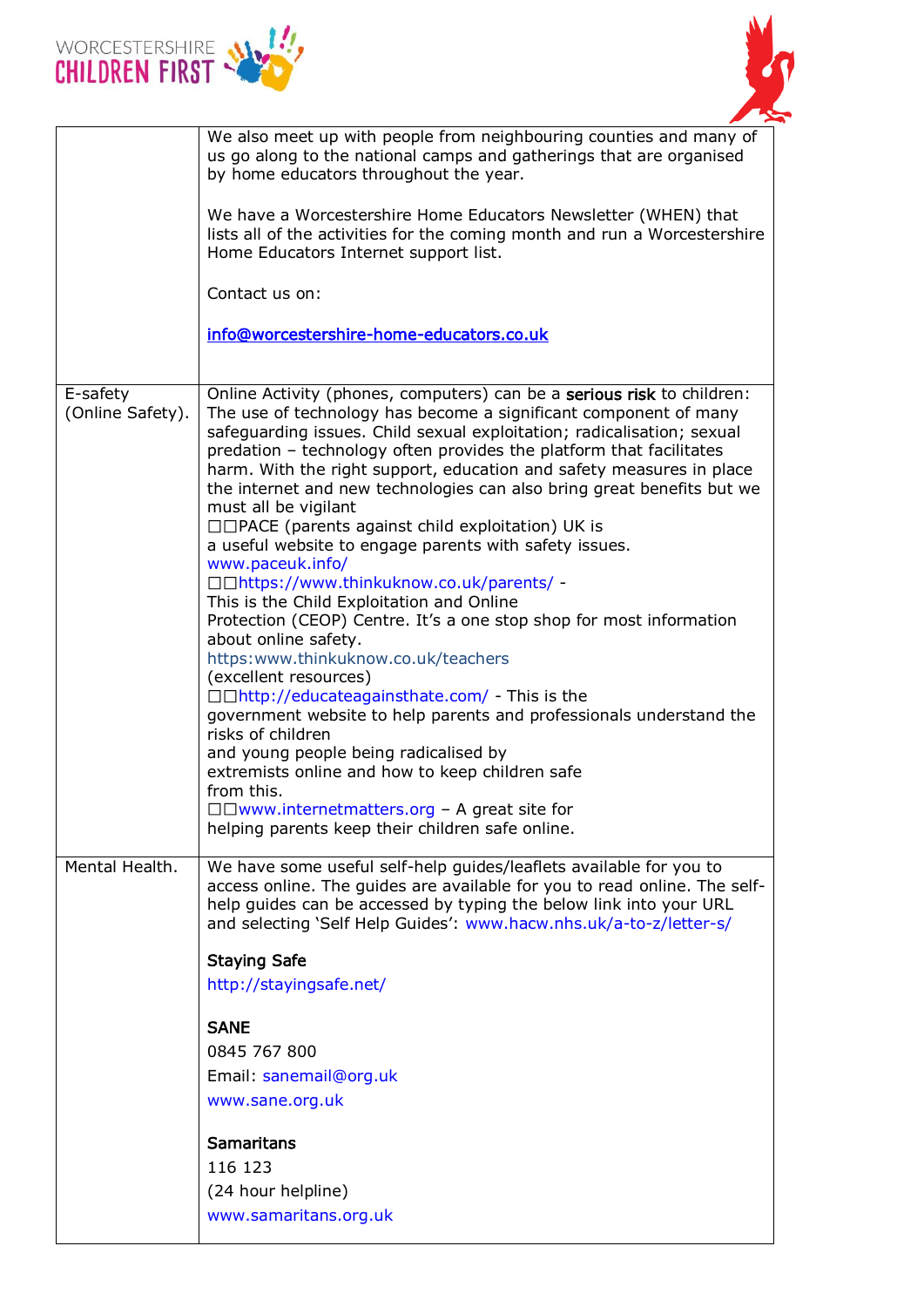| | |
|---|---|
| | We also meet up with people from neighbouring counties and many of us go along to the national camps and gatherings that are organised by home educators throughout the year.<br><br>We have a Worcestershire Home Educators Newsletter (WHEN) that lists all of the activities for the coming month and run a Worcestershire Home Educators Internet support list.<br><br>Contact us on:<br><br>info@worcestershire-home-educators.co.uk |
| E-safety (Online Safety). | Online Activity (phones, computers) can be a **serious risk** to children: The use of technology has become a significant component of many safeguarding issues. Child sexual exploitation; radicalisation; sexual predation – technology often provides the platform that facilitates harm. With the right support, education and safety measures in place the internet and new technologies can also bring great benefits but we must all be vigilant<br>☐☐PACE (parents against child exploitation) UK is a useful website to engage parents with safety issues. www.paceuk.info/<br>☐☐https://www.thinkuknow.co.uk/parents/ - This is the Child Exploitation and Online Protection (CEOP) Centre. It's a one stop shop for most information about online safety.<br>https:www.thinkuknow.co.uk/teachers (excellent resources)<br>☐☐http://educateagainsthate.com/ - This is the government website to help parents and professionals understand the risks of children and young people being radicalised by extremists online and how to keep children safe from this.<br>☐☐www.internetmatters.org – A great site for helping parents keep their children safe online. |
| Mental Health. | We have some useful self-help guides/leaflets available for you to access online. The guides are available for you to read online. The self-help guides can be accessed by typing the below link into your URL and selecting 'Self Help Guides': www.hacw.nhs.uk/a-to-z/letter-s/<br><br>**Staying Safe**<br>http://stayingsafe.net/<br><br>**SANE**<br>0845 767 800<br>Email: sanemail@org.uk<br>www.sane.org.uk<br><br>**Samaritans**<br>116 123<br>(24 hour helpline)<br>www.samaritans.org.uk |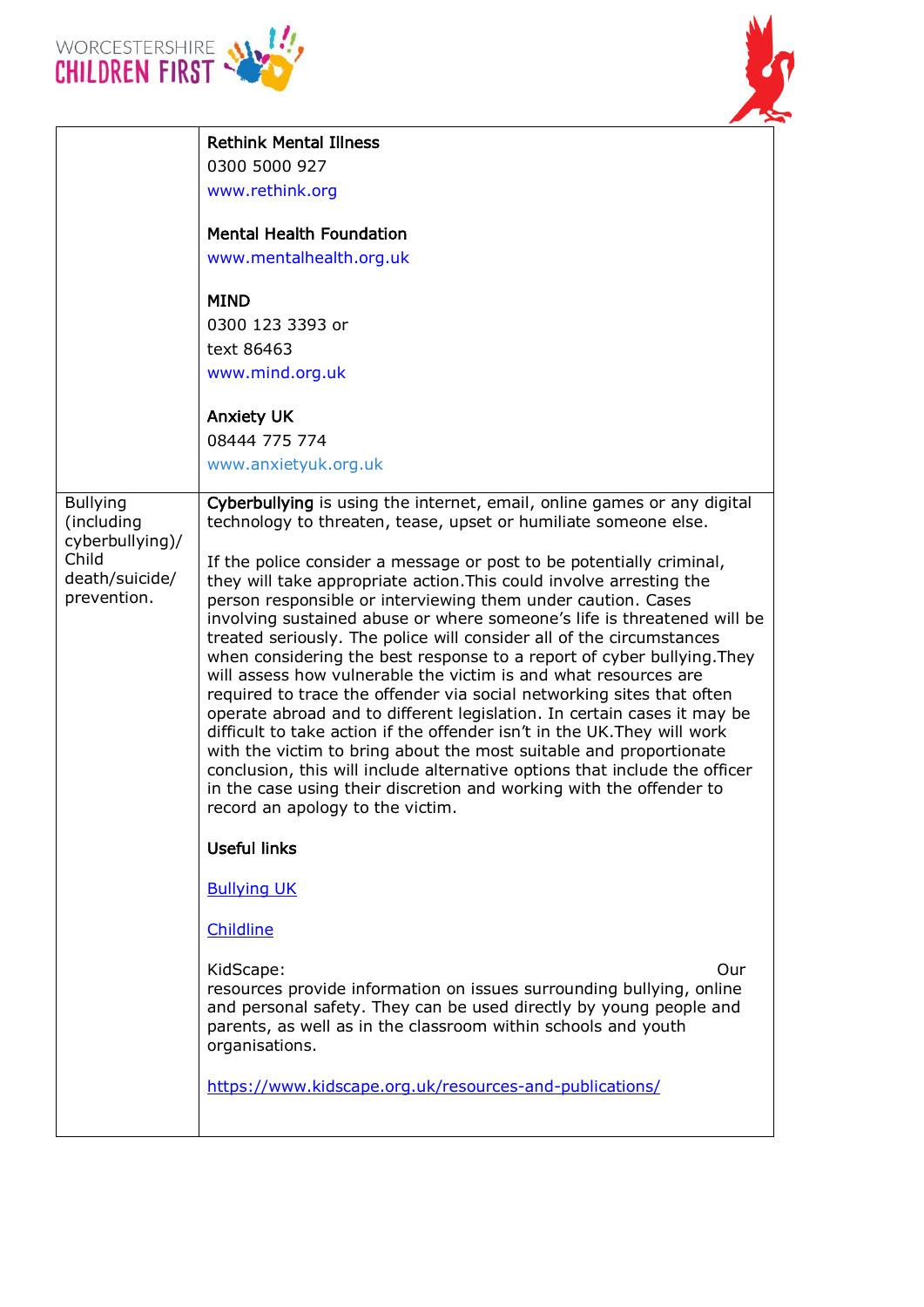| | |
|---|---|
| | **Rethink Mental Illness**<br>0300 5000 927<br>www.rethink.org<br><br>**Mental Health Foundation**<br>www.mentalhealth.org.uk<br><br>**MIND**<br>0300 123 3393 or<br>text 86463<br>www.mind.org.uk<br><br>**Anxiety UK**<br>08444 775 774<br>www.anxietyuk.org.uk |
| Bullying (including cyberbullying)/ Child death/suicide/ prevention. | **Cyberbullying** is using the internet, email, online games or any digital technology to threaten, tease, upset or humiliate someone else.<br><br>If the police consider a message or post to be potentially criminal, they will take appropriate action.This could involve arresting the person responsible or interviewing them under caution. Cases involving sustained abuse or where someone's life is threatened will be treated seriously. The police will consider all of the circumstances when considering the best response to a report of cyber bullying.They will assess how vulnerable the victim is and what resources are required to trace the offender via social networking sites that often operate abroad and to different legislation. In certain cases it may be difficult to take action if the offender isn't in the UK.They will work with the victim to bring about the most suitable and proportionate conclusion, this will include alternative options that include the officer in the case using their discretion and working with the offender to record an apology to the victim.<br><br>**Useful links**<br><br>Bullying UK<br><br>Childline<br><br>KidScape: Our resources provide information on issues surrounding bullying, online and personal safety. They can be used directly by young people and parents, as well as in the classroom within schools and youth organisations.<br><br>https://www.kidscape.org.uk/resources-and-publications/ |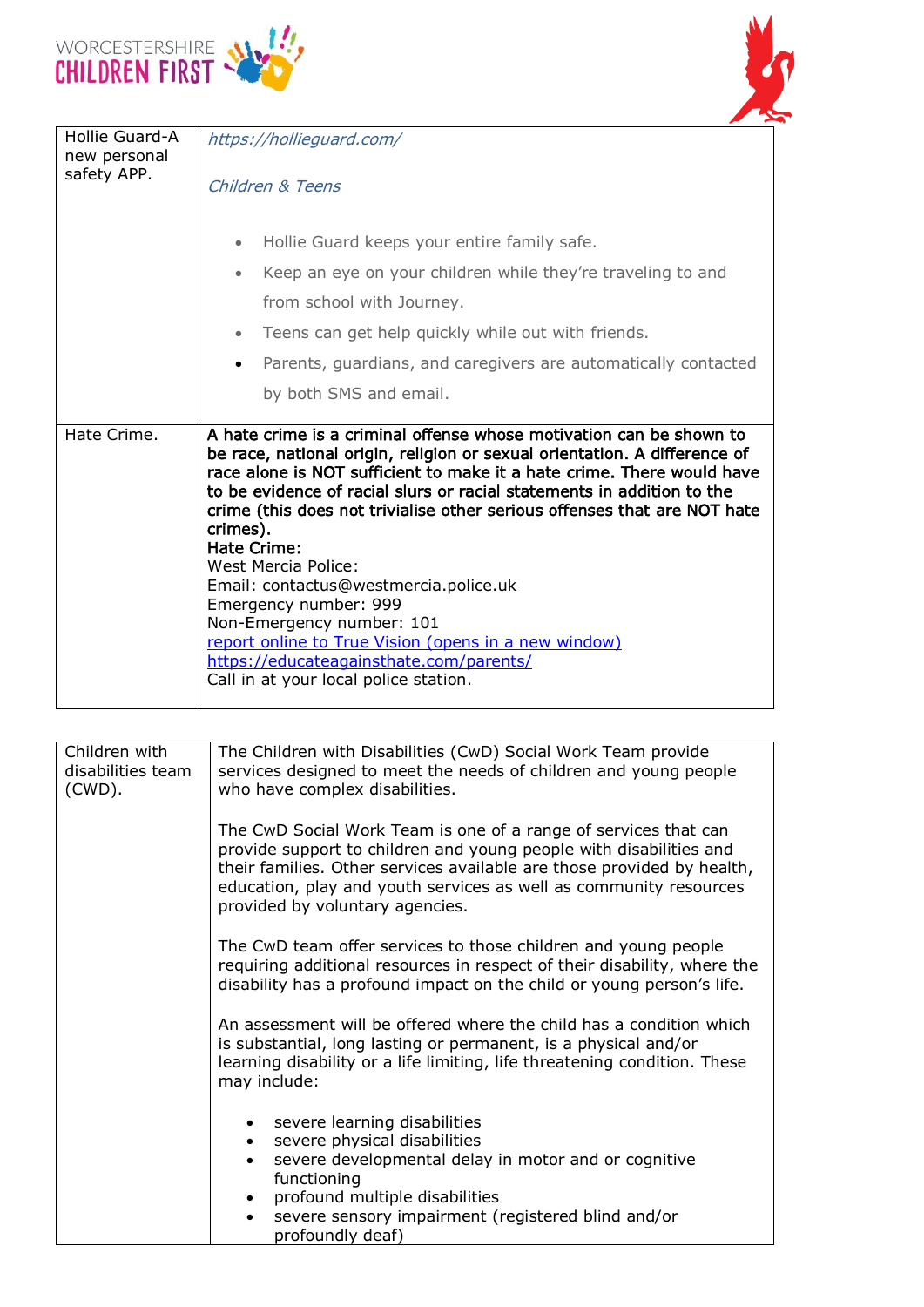| | |
|---|---|
| Hollie Guard-A new personal safety APP. | *https://hollieguard.com/*<br><br>*Children & Teens*<br><br>• Hollie Guard keeps your entire family safe.<br>• Keep an eye on your children while they're traveling to and from school with Journey.<br>• Teens can get help quickly while out with friends.<br>• Parents, guardians, and caregivers are automatically contacted by both SMS and email. |
| Hate Crime. | **A hate crime is a criminal offense whose motivation can be shown to be race, national origin, religion or sexual orientation. A difference of race alone is NOT sufficient to make it a hate crime. There would have to be evidence of racial slurs or racial statements in addition to the crime (this does not trivialise other serious offenses that are NOT hate crimes).**<br>**Hate Crime:**<br>West Mercia Police:<br>Email: contactus@westmercia.police.uk<br>Emergency number: 999<br>Non-Emergency number: 101<br>report online to True Vision (opens in a new window)<br>https://educateagainsthate.com/parents/<br>Call in at your local police station. |

| | |
|---|---|
| Children with disabilities team (CWD). | The Children with Disabilities (CwD) Social Work Team provide services designed to meet the needs of children and young people who have complex disabilities.<br><br>The CwD Social Work Team is one of a range of services that can provide support to children and young people with disabilities and their families. Other services available are those provided by health, education, play and youth services as well as community resources provided by voluntary agencies.<br><br>The CwD team offer services to those children and young people requiring additional resources in respect of their disability, where the disability has a profound impact on the child or young person's life.<br><br>An assessment will be offered where the child has a condition which is substantial, long lasting or permanent, is a physical and/or learning disability or a life limiting, life threatening condition. These may include:<br><br>• severe learning disabilities<br>• severe physical disabilities<br>• severe developmental delay in motor and or cognitive functioning<br>• profound multiple disabilities<br>• severe sensory impairment (registered blind and/or profoundly deaf) |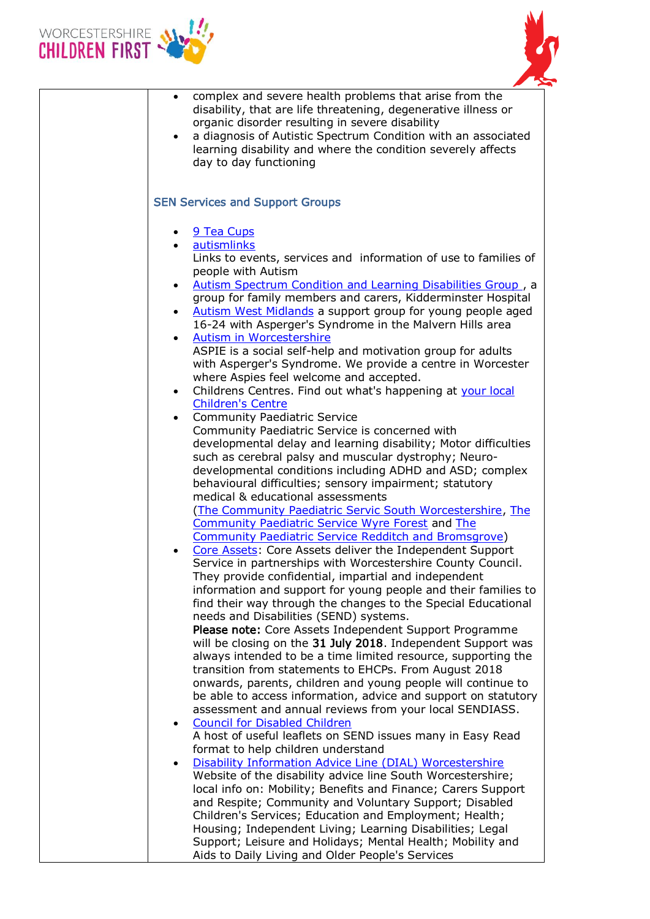| | |
|---|---|
| | • complex and severe health problems that arise from the disability, that are life threatening, degenerative illness or organic disorder resulting in severe disability<br>• a diagnosis of Autistic Spectrum Condition with an associated learning disability and where the condition severely affects day to day functioning<br><br>**SEN Services and Support Groups**<br><br>• 9 Tea Cups<br>• autismlinks<br>Links to events, services and information of use to families of people with Autism<br>• Autism Spectrum Condition and Learning Disabilities Group , a group for family members and carers, Kidderminster Hospital<br>• Autism West Midlands a support group for young people aged 16-24 with Asperger's Syndrome in the Malvern Hills area<br>• Autism in Worcestershire<br>ASPIE is a social self-help and motivation group for adults with Asperger's Syndrome. We provide a centre in Worcester where Aspies feel welcome and accepted.<br>• Childrens Centres. Find out what's happening at your local Children's Centre<br>• Community Paediatric Service<br>Community Paediatric Service is concerned with developmental delay and learning disability; Motor difficulties such as cerebral palsy and muscular dystrophy; Neuro-developmental conditions including ADHD and ASD; complex behavioural difficulties; sensory impairment; statutory medical & educational assessments<br>(The Community Paediatric Servic South Worcestershire, The Community Paediatric Service Wyre Forest and The Community Paediatric Service Redditch and Bromsgrove)<br>• Core Assets: Core Assets deliver the Independent Support Service in partnerships with Worcestershire County Council. They provide confidential, impartial and independent information and support for young people and their families to find their way through the changes to the Special Educational needs and Disabilities (SEND) systems.<br>**Please note:** Core Assets Independent Support Programme will be closing on the **31 July 2018**. Independent Support was always intended to be a time limited resource, supporting the transition from statements to EHCPs. From August 2018 onwards, parents, children and young people will continue to be able to access information, advice and support on statutory assessment and annual reviews from your local SENDIASS.<br>• Council for Disabled Children<br>A host of useful leaflets on SEND issues many in Easy Read format to help children understand<br>• Disability Information Advice Line (DIAL) Worcestershire<br>Website of the disability advice line South Worcestershire; local info on: Mobility; Benefits and Finance; Carers Support and Respite; Community and Voluntary Support; Disabled Children's Services; Education and Employment; Health; Housing; Independent Living; Learning Disabilities; Legal Support; Leisure and Holidays; Mental Health; Mobility and Aids to Daily Living and Older People's Services |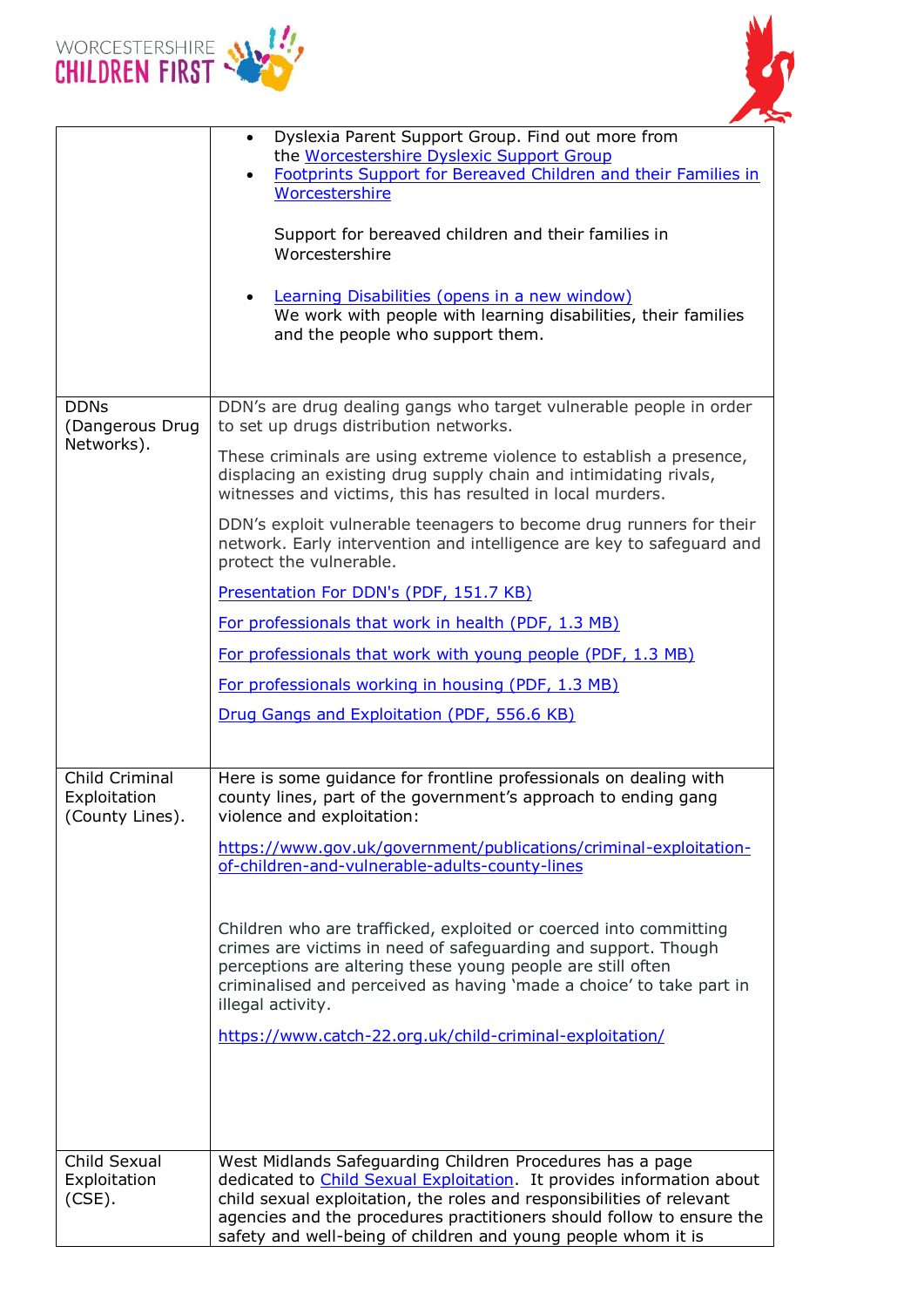| | |
|---|---|
| | • Dyslexia Parent Support Group. Find out more from the Worcestershire Dyslexic Support Group<br>• Footprints Support for Bereaved Children and their Families in Worcestershire<br><br>Support for bereaved children and their families in Worcestershire<br><br>• Learning Disabilities (opens in a new window)<br>We work with people with learning disabilities, their families and the people who support them. |
| DDNs (Dangerous Drug Networks). | DDN's are drug dealing gangs who target vulnerable people in order to set up drugs distribution networks.<br><br>These criminals are using extreme violence to establish a presence, displacing an existing drug supply chain and intimidating rivals, witnesses and victims, this has resulted in local murders.<br><br>DDN's exploit vulnerable teenagers to become drug runners for their network. Early intervention and intelligence are key to safeguard and protect the vulnerable.<br><br>Presentation For DDN's (PDF, 151.7 KB)<br><br>For professionals that work in health (PDF, 1.3 MB)<br><br>For professionals that work with young people (PDF, 1.3 MB)<br><br>For professionals working in housing (PDF, 1.3 MB)<br><br>Drug Gangs and Exploitation (PDF, 556.6 KB) |
| Child Criminal Exploitation (County Lines). | Here is some guidance for frontline professionals on dealing with county lines, part of the government's approach to ending gang violence and exploitation:<br><br>https://www.gov.uk/government/publications/criminal-exploitation-of-children-and-vulnerable-adults-county-lines<br><br>Children who are trafficked, exploited or coerced into committing crimes are victims in need of safeguarding and support. Though perceptions are altering these young people are still often criminalised and perceived as having 'made a choice' to take part in illegal activity.<br><br>https://www.catch-22.org.uk/child-criminal-exploitation/ |
| Child Sexual Exploitation (CSE). | West Midlands Safeguarding Children Procedures has a page dedicated to Child Sexual Exploitation. It provides information about child sexual exploitation, the roles and responsibilities of relevant agencies and the procedures practitioners should follow to ensure the safety and well-being of children and young people whom it is |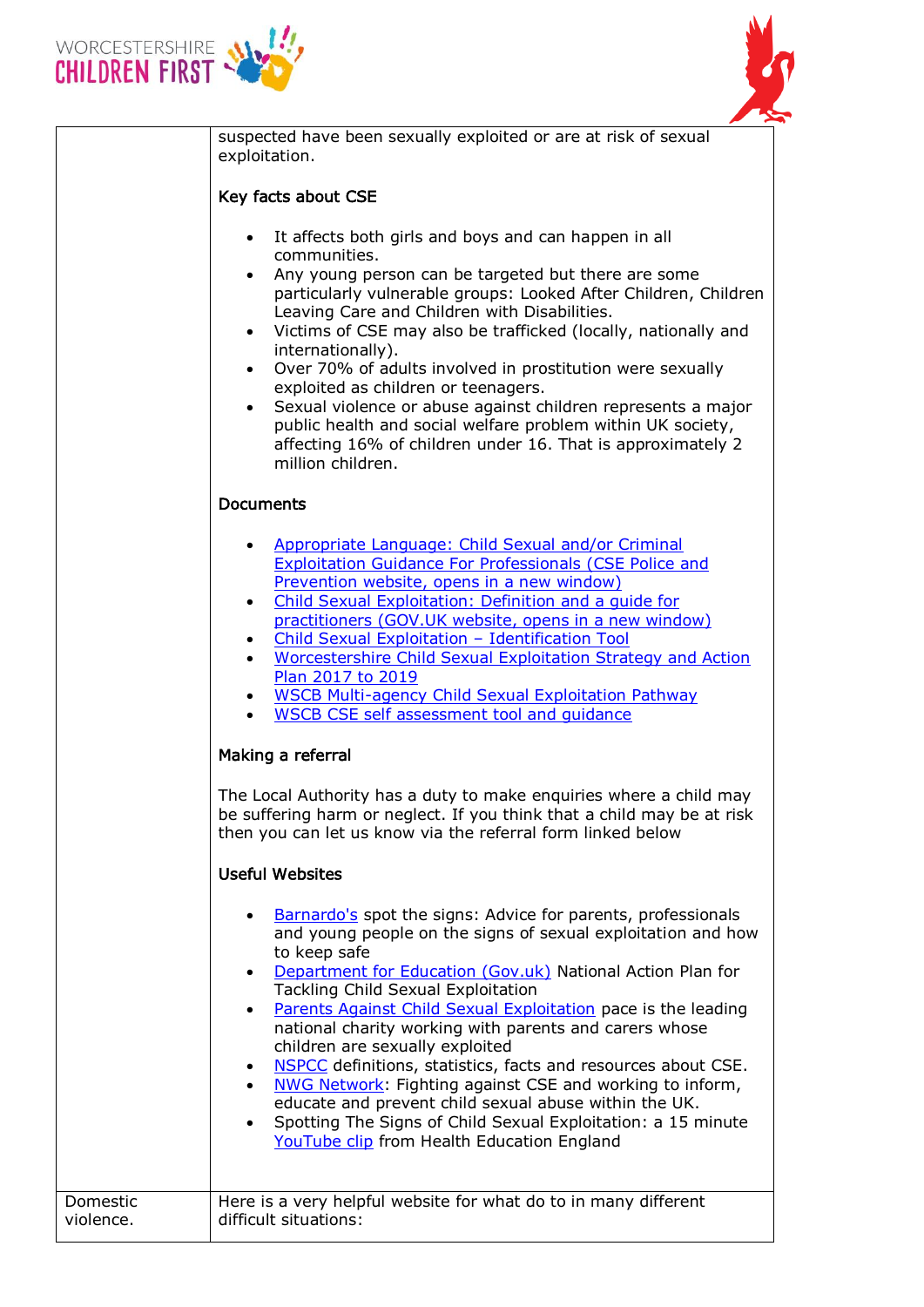| | |
|---|---|
| | suspected have been sexually exploited or are at risk of sexual exploitation.<br><br>**Key facts about CSE**<br><br>• It affects both girls and boys and can happen in all communities.<br>• Any young person can be targeted but there are some particularly vulnerable groups: Looked After Children, Children Leaving Care and Children with Disabilities.<br>• Victims of CSE may also be trafficked (locally, nationally and internationally).<br>• Over 70% of adults involved in prostitution were sexually exploited as children or teenagers.<br>• Sexual violence or abuse against children represents a major public health and social welfare problem within UK society, affecting 16% of children under 16. That is approximately 2 million children.<br><br>**Documents**<br><br>• Appropriate Language: Child Sexual and/or Criminal Exploitation Guidance For Professionals (CSE Police and Prevention website, opens in a new window)<br>• Child Sexual Exploitation: Definition and a guide for practitioners (GOV.UK website, opens in a new window)<br>• Child Sexual Exploitation – Identification Tool<br>• Worcestershire Child Sexual Exploitation Strategy and Action Plan 2017 to 2019<br>• WSCB Multi-agency Child Sexual Exploitation Pathway<br>• WSCB CSE self assessment tool and guidance<br><br>**Making a referral**<br><br>The Local Authority has a duty to make enquiries where a child may be suffering harm or neglect. If you think that a child may be at risk then you can let us know via the referral form linked below<br><br>**Useful Websites**<br><br>• Barnardo's spot the signs: Advice for parents, professionals and young people on the signs of sexual exploitation and how to keep safe<br>• Department for Education (Gov.uk) National Action Plan for Tackling Child Sexual Exploitation<br>• Parents Against Child Sexual Exploitation pace is the leading national charity working with parents and carers whose children are sexually exploited<br>• NSPCC definitions, statistics, facts and resources about CSE.<br>• NWG Network: Fighting against CSE and working to inform, educate and prevent child sexual abuse within the UK.<br>• Spotting The Signs of Child Sexual Exploitation: a 15 minute YouTube clip from Health Education England |
| Domestic violence. | Here is a very helpful website for what do to in many different difficult situations: |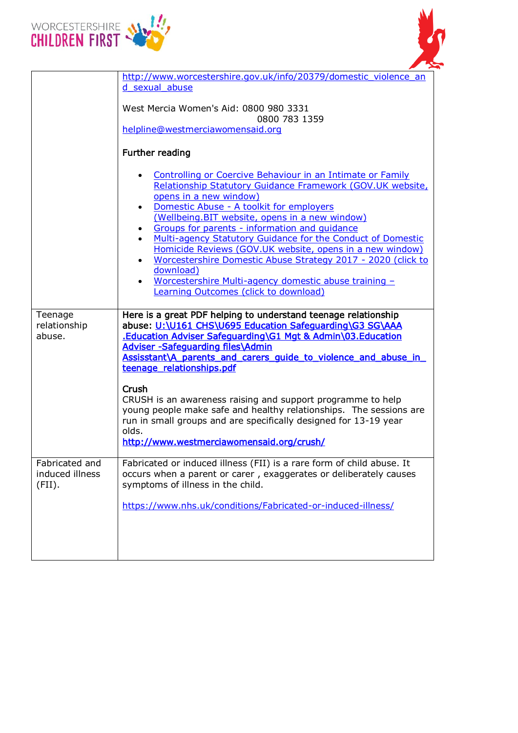| | |
|---|---|
| | http://www.worcestershire.gov.uk/info/20379/domestic_violence_and_sexual_abuse<br><br>West Mercia Women's Aid: 0800 980 3331<br>0800 783 1359<br>helpline@westmerciawomensaid.org<br><br>**Further reading**<br><br>• Controlling or Coercive Behaviour in an Intimate or Family Relationship Statutory Guidance Framework (GOV.UK website, opens in a new window)<br>• Domestic Abuse - A toolkit for employers (Wellbeing.BIT website, opens in a new window)<br>• Groups for parents - information and guidance<br>• Multi-agency Statutory Guidance for the Conduct of Domestic Homicide Reviews (GOV.UK website, opens in a new window)<br>• Worcestershire Domestic Abuse Strategy 2017 - 2020 (click to download)<br>• Worcestershire Multi-agency domestic abuse training – Learning Outcomes (click to download) |
| Teenage relationship abuse. | **Here is a great PDF helping to understand teenage relationship abuse: U:\U161 CHS\U695 Education Safeguarding\G3 SG\AAA .Education Adviser Safeguarding\G1 Mgt & Admin\03.Education Adviser -Safeguarding files\Admin Assisstant\A_parents_and_carers_guide_to_violence_and_abuse_in_teenage_relationships.pdf**<br><br>**Crush**<br>CRUSH is an awareness raising and support programme to help young people make safe and healthy relationships. The sessions are run in small groups and are specifically designed for 13-19 year olds.<br>**http://www.westmerciawomensaid.org/crush/** |
| Fabricated and induced illness (FII). | Fabricated or induced illness (FII) is a rare form of child abuse. It occurs when a parent or carer , exaggerates or deliberately causes symptoms of illness in the child.<br><br>https://www.nhs.uk/conditions/Fabricated-or-induced-illness/ |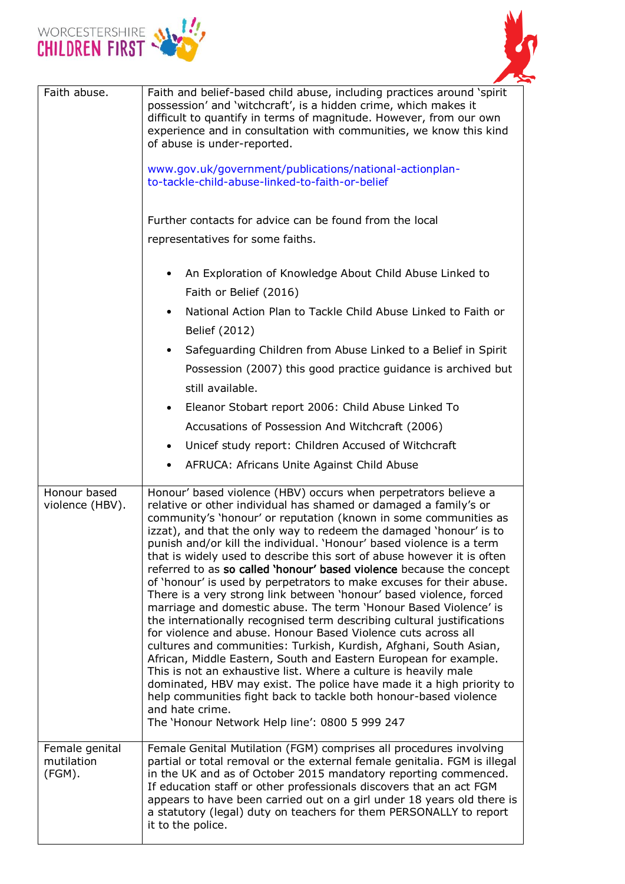| | |
|---|---|
| Faith abuse. | Faith and belief-based child abuse, including practices around 'spirit possession' and 'witchcraft', is a hidden crime, which makes it difficult to quantify in terms of magnitude. However, from our own experience and in consultation with communities, we know this kind of abuse is under-reported.<br><br>www.gov.uk/government/publications/national-actionplan-to-tackle-child-abuse-linked-to-faith-or-belief<br><br>Further contacts for advice can be found from the local representatives for some faiths.<br><br>• An Exploration of Knowledge About Child Abuse Linked to Faith or Belief (2016)<br>• National Action Plan to Tackle Child Abuse Linked to Faith or Belief (2012)<br>• Safeguarding Children from Abuse Linked to a Belief in Spirit Possession (2007) this good practice guidance is archived but still available.<br>• Eleanor Stobart report 2006: Child Abuse Linked To Accusations of Possession And Witchcraft (2006)<br>• Unicef study report: Children Accused of Witchcraft<br>• AFRUCA: Africans Unite Against Child Abuse |
| Honour based violence (HBV). | Honour' based violence (HBV) occurs when perpetrators believe a relative or other individual has shamed or damaged a family's or community's 'honour' or reputation (known in some communities as izzat), and that the only way to redeem the damaged 'honour' is to punish and/or kill the individual. 'Honour' based violence is a term that is widely used to describe this sort of abuse however it is often referred to as **so called 'honour' based violence** because the concept of 'honour' is used by perpetrators to make excuses for their abuse. There is a very strong link between 'honour' based violence, forced marriage and domestic abuse. The term 'Honour Based Violence' is the internationally recognised term describing cultural justifications for violence and abuse. Honour Based Violence cuts across all cultures and communities: Turkish, Kurdish, Afghani, South Asian, African, Middle Eastern, South and Eastern European for example. This is not an exhaustive list. Where a culture is heavily male dominated, HBV may exist. The police have made it a high priority to help communities fight back to tackle both honour-based violence and hate crime.<br>The 'Honour Network Help line': 0800 5 999 247 |
| Female genital mutilation (FGM). | Female Genital Mutilation (FGM) comprises all procedures involving partial or total removal or the external female genitalia. FGM is illegal in the UK and as of October 2015 mandatory reporting commenced. If education staff or other professionals discovers that an act FGM appears to have been carried out on a girl under 18 years old there is a statutory (legal) duty on teachers for them PERSONALLY to report it to the police. |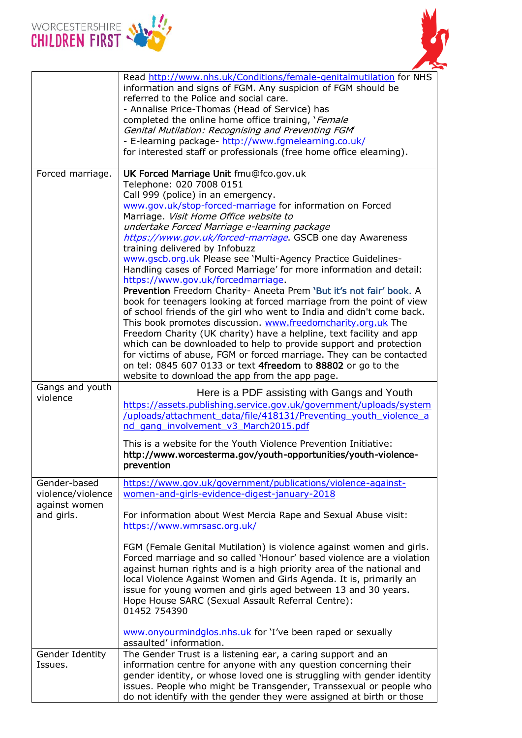| | |
|---|---|
| | Read http://www.nhs.uk/Conditions/female-genitalmutilation for NHS information and signs of FGM. Any suspicion of FGM should be referred to the Police and social care.<br>- Annalise Price-Thomas (Head of Service) has completed the online home office training, '*Female Genital Mutilation: Recognising and Preventing FGM*'<br>- E-learning package- http://www.fgmelearning.co.uk/ for interested staff or professionals (free home office elearning). |
| Forced marriage. | **UK Forced Marriage Unit** fmu@fco.gov.uk<br>Telephone: 020 7008 0151<br>Call 999 (police) in an emergency.<br>www.gov.uk/stop-forced-marriage for information on Forced Marriage. *Visit Home Office website to undertake Forced Marriage e-learning package https://www.gov.uk/forced-marriage*. GSCB one day Awareness training delivered by Infobuzz www.gscb.org.uk Please see 'Multi-Agency Practice Guidelines-Handling cases of Forced Marriage' for more information and detail: https://www.gov.uk/forcedmarriage.<br>**Prevention** Freedom Charity- Aneeta Prem **'But it's not fair' book.** A book for teenagers looking at forced marriage from the point of view of school friends of the girl who went to India and didn't come back. This book promotes discussion. www.freedomcharity.org.uk The Freedom Charity (UK charity) have a helpline, text facility and app which can be downloaded to help to provide support and protection for victims of abuse, FGM or forced marriage. They can be contacted on tel: 0845 607 0133 or text **4freedom** to **88802** or go to the website to download the app from the app page. |
| Gangs and youth violence | Here is a PDF assisting with Gangs and Youth<br>https://assets.publishing.service.gov.uk/government/uploads/system/uploads/attachment_data/file/418131/Preventing_youth_violence_and_gang_involvement_v3_March2015.pdf<br><br>This is a website for the Youth Violence Prevention Initiative:<br>**http://www.worcesterma.gov/youth-opportunities/youth-violence-prevention** |
| Gender-based violence/violence against women and girls. | https://www.gov.uk/government/publications/violence-against-women-and-girls-evidence-digest-january-2018<br><br>For information about West Mercia Rape and Sexual Abuse visit: https://www.wmrsasc.org.uk/<br><br>FGM (Female Genital Mutilation) is violence against women and girls. Forced marriage and so called 'Honour' based violence are a violation against human rights and is a high priority area of the national and local Violence Against Women and Girls Agenda. It is, primarily an issue for young women and girls aged between 13 and 30 years.<br>Hope House SARC (Sexual Assault Referral Centre): 01452 754390<br><br>www.onyourmindglos.nhs.uk for 'I've been raped or sexually assaulted' information. |
| Gender Identity Issues. | The Gender Trust is a listening ear, a caring support and an information centre for anyone with any question concerning their gender identity, or whose loved one is struggling with gender identity issues. People who might be Transgender, Transsexual or people who do not identify with the gender they were assigned at birth or those |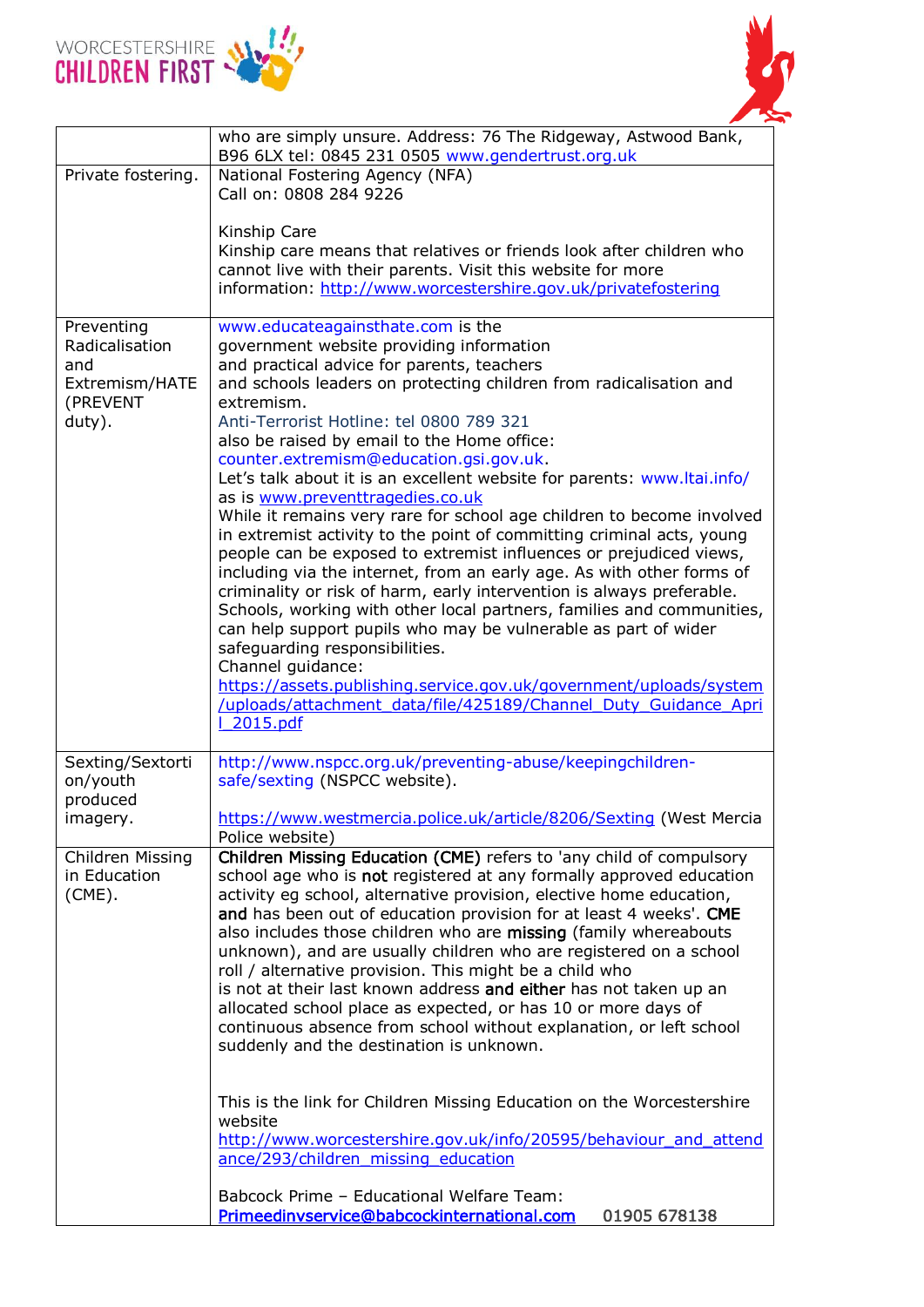| | |
|---|---|
| | who are simply unsure. Address: 76 The Ridgeway, Astwood Bank, B96 6LX tel: 0845 231 0505 www.gendertrust.org.uk |
| Private fostering. | National Fostering Agency (NFA)<br>Call on: 0808 284 9226<br><br>Kinship Care<br>Kinship care means that relatives or friends look after children who cannot live with their parents. Visit this website for more information: http://www.worcestershire.gov.uk/privatefostering |
| Preventing Radicalisation and Extremism/HATE (PREVENT duty). | www.educateagainsthate.com is the government website providing information and practical advice for parents, teachers and schools leaders on protecting children from radicalisation and extremism.<br>Anti-Terrorist Hotline: tel 0800 789 321<br>also be raised by email to the Home office: counter.extremism@education.gsi.gov.uk.<br>Let's talk about it is an excellent website for parents: www.ltai.info/ as is www.preventtragedies.co.uk<br>While it remains very rare for school age children to become involved in extremist activity to the point of committing criminal acts, young people can be exposed to extremist influences or prejudiced views, including via the internet, from an early age. As with other forms of criminality or risk of harm, early intervention is always preferable. Schools, working with other local partners, families and communities, can help support pupils who may be vulnerable as part of wider safeguarding responsibilities.<br>Channel guidance:<br>https://assets.publishing.service.gov.uk/government/uploads/system/uploads/attachment_data/file/425189/Channel_Duty_Guidance_April_2015.pdf |
| Sexting/Sextortion/youth produced imagery. | http://www.nspcc.org.uk/preventing-abuse/keepingchildren-safe/sexting (NSPCC website).<br><br>https://www.westmercia.police.uk/article/8206/Sexting (West Mercia Police website) |
| Children Missing in Education (CME). | **Children Missing Education (CME)** refers to 'any child of compulsory school age who is **not** registered at any formally approved education activity eg school, alternative provision, elective home education, **and** has been out of education provision for at least 4 weeks'. **CME** also includes those children who are **missing** (family whereabouts unknown), and are usually children who are registered on a school roll / alternative provision. This might be a child who is not at their last known address **and either** has not taken up an allocated school place as expected, or has 10 or more days of continuous absence from school without explanation, or left school suddenly and the destination is unknown.<br><br>This is the link for Children Missing Education on the Worcestershire website<br>http://www.worcestershire.gov.uk/info/20595/behaviour_and_attendance/293/children_missing_education<br><br>Babcock Prime – Educational Welfare Team:<br>**Primeedinvservice@babcockinternational.com** 01905 678138 |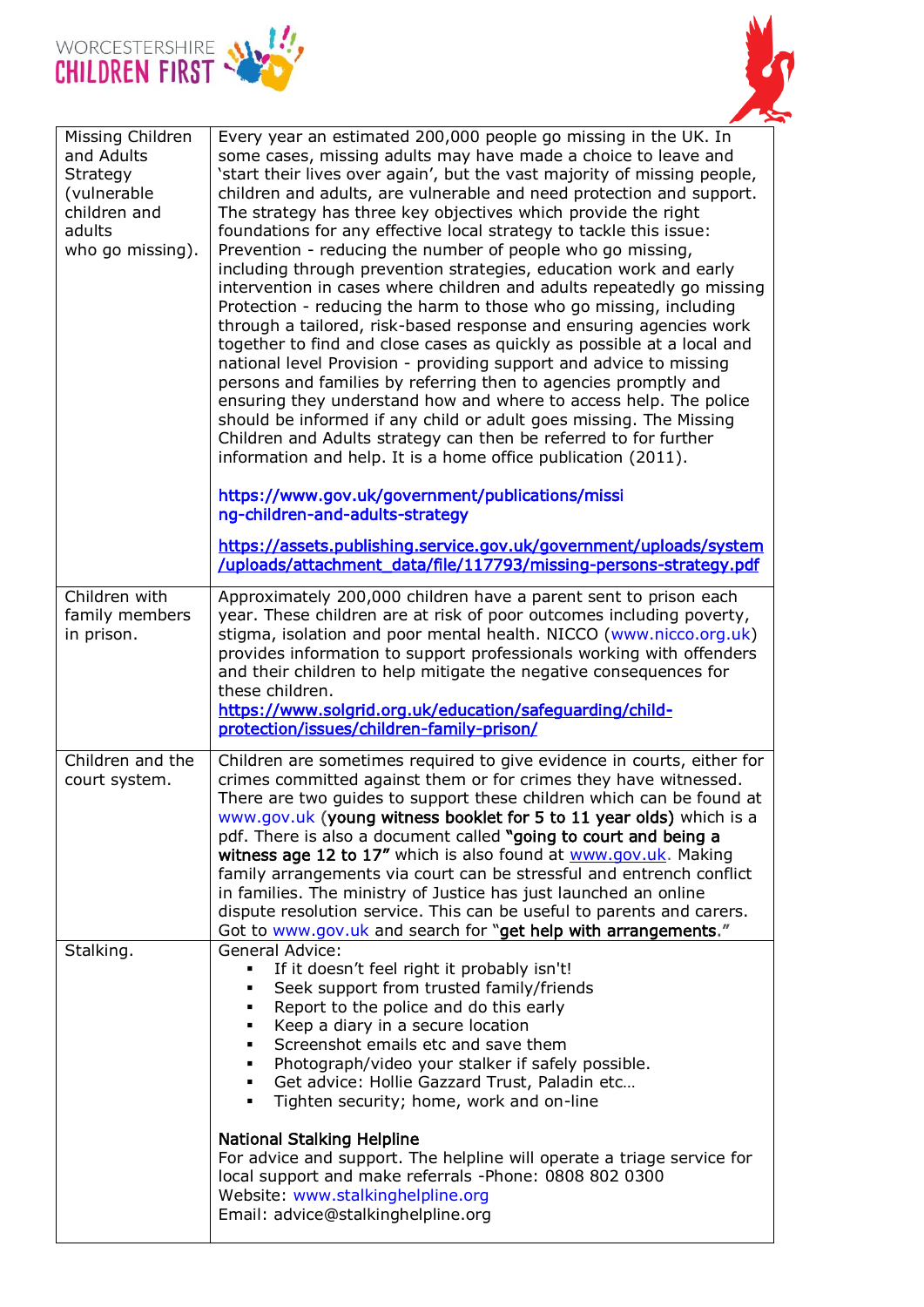| | |
|---|---|
| Missing Children and Adults Strategy (vulnerable children and adults who go missing). | Every year an estimated 200,000 people go missing in the UK. In some cases, missing adults may have made a choice to leave and 'start their lives over again', but the vast majority of missing people, children and adults, are vulnerable and need protection and support. The strategy has three key objectives which provide the right foundations for any effective local strategy to tackle this issue: Prevention - reducing the number of people who go missing, including through prevention strategies, education work and early intervention in cases where children and adults repeatedly go missing Protection - reducing the harm to those who go missing, including through a tailored, risk-based response and ensuring agencies work together to find and close cases as quickly as possible at a local and national level Provision - providing support and advice to missing persons and families by referring then to agencies promptly and ensuring they understand how and where to access help. The police should be informed if any child or adult goes missing. The Missing Children and Adults strategy can then be referred to for further information and help. It is a home office publication (2011).<br><br>https://www.gov.uk/government/publications/missing-children-and-adults-strategy<br><br>https://assets.publishing.service.gov.uk/government/uploads/system/uploads/attachment_data/file/117793/missing-persons-strategy.pdf |
| Children with family members in prison. | Approximately 200,000 children have a parent sent to prison each year. These children are at risk of poor outcomes including poverty, stigma, isolation and poor mental health. NICCO (www.nicco.org.uk) provides information to support professionals working with offenders and their children to help mitigate the negative consequences for these children.<br>https://www.solgrid.org.uk/education/safeguarding/child-protection/issues/children-family-prison/ |
| Children and the court system. | Children are sometimes required to give evidence in courts, either for crimes committed against them or for crimes they have witnessed. There are two guides to support these children which can be found at www.gov.uk (**young witness booklet for 5 to 11 year olds**) which is a pdf. There is also a document called **"going to court and being a witness age 12 to 17"** which is also found at www.gov.uk. Making family arrangements via court can be stressful and entrench conflict in families. The ministry of Justice has just launched an online dispute resolution service. This can be useful to parents and carers. Got to www.gov.uk and search for "**get help with arrangements**." |
| Stalking. | General Advice:<br>▪ If it doesn't feel right it probably isn't!<br>▪ Seek support from trusted family/friends<br>▪ Report to the police and do this early<br>▪ Keep a diary in a secure location<br>▪ Screenshot emails etc and save them<br>▪ Photograph/video your stalker if safely possible.<br>▪ Get advice: Hollie Gazzard Trust, Paladin etc…<br>▪ Tighten security; home, work and on-line<br><br>**National Stalking Helpline**<br>For advice and support. The helpline will operate a triage service for local support and make referrals -Phone: 0808 802 0300<br>Website: www.stalkinghelpline.org<br>Email: advice@stalkinghelpline.org |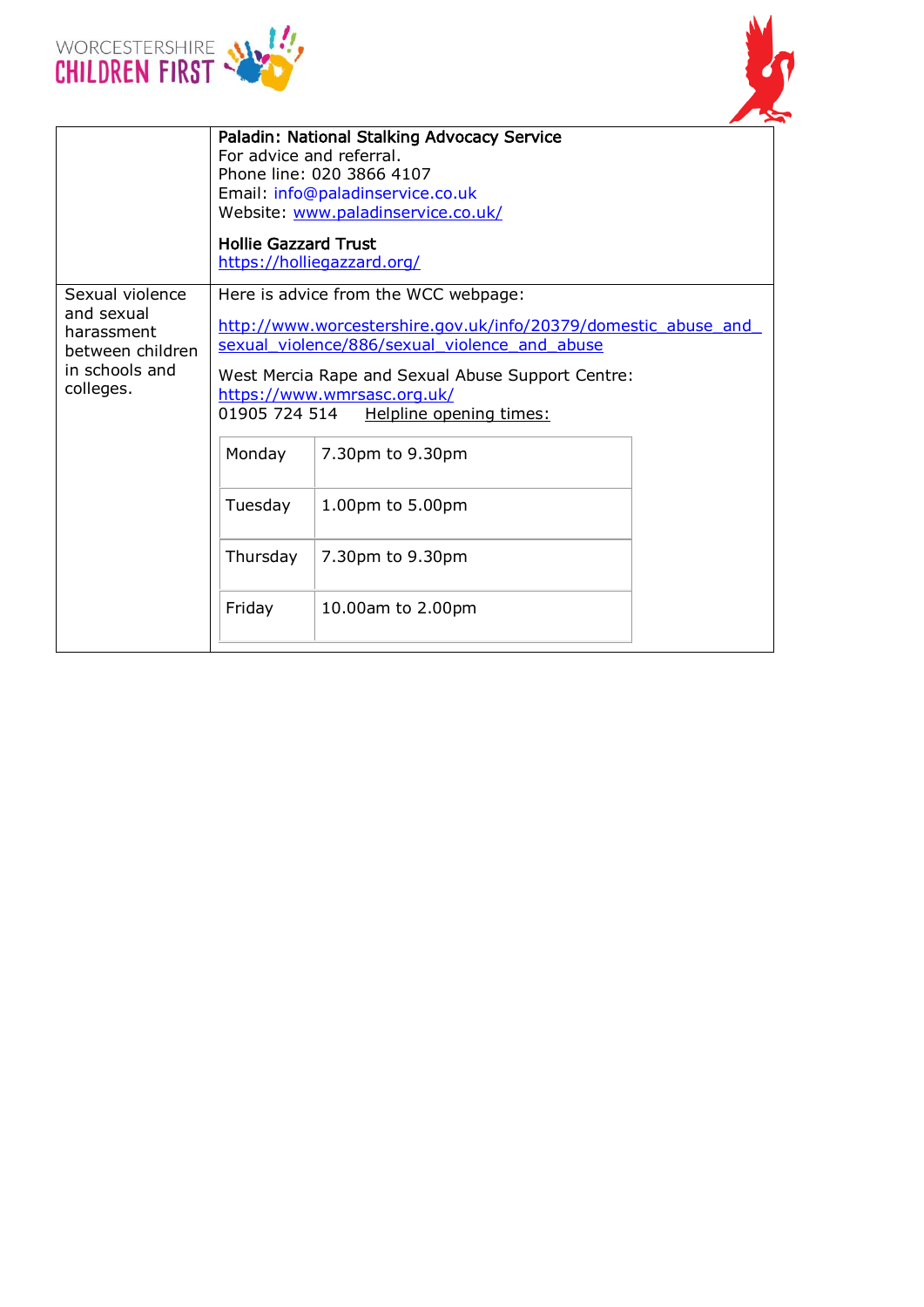| | |
|---|---|
| | **Paladin: National Stalking Advocacy Service**<br>For advice and referral.<br>Phone line: 020 3866 4107<br>Email: info@paladinservice.co.uk<br>Website: www.paladinservice.co.uk/<br><br>**Hollie Gazzard Trust**<br>https://holliegazzard.org/ |
| Sexual violence and sexual harassment between children in schools and colleges. | Here is advice from the WCC webpage:<br><br>http://www.worcestershire.gov.uk/info/20379/domestic_abuse_and_sexual_violence/886/sexual_violence_and_abuse<br><br>West Mercia Rape and Sexual Abuse Support Centre:<br>https://www.wmrsasc.org.uk/<br>01905 724 514 Helpline opening times:<br><br>Monday: 7.30pm to 9.30pm<br>Tuesday: 1.00pm to 5.00pm<br>Thursday: 7.30pm to 9.30pm<br>Friday: 10.00am to 2.00pm |